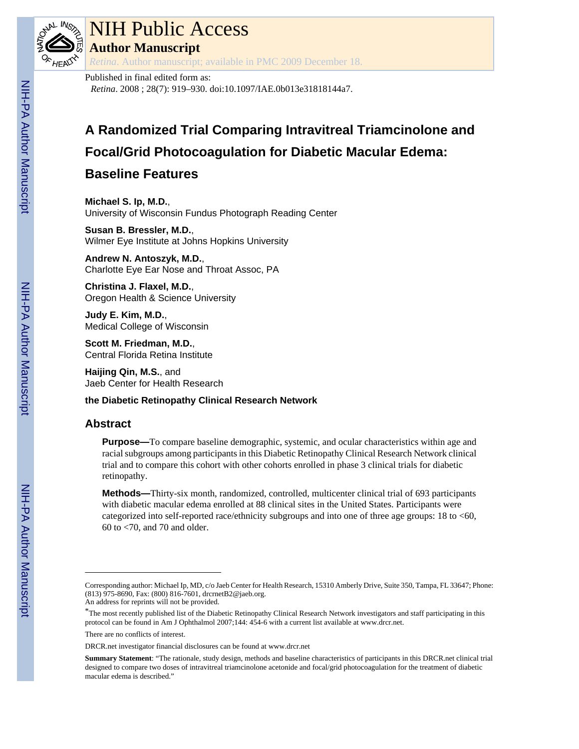# NIH Public Access

## Author Manuscript

*Retina*. Author manuscript; available in PMC 2009 December 18.

Published in final edited form as:

*Retina*. 2008 ; 28(7): 919–930. doi:10.1097/IAE.0b013e31818144a7.

# A Randomized Trial Comparing Intravitreal Triamcinolone and Focal/Grid Photocoagulation for Diabetic Macular Edema: Baseline Features

**Michael S. Ip, M.D.**,
University of Wisconsin Fundus Photograph Reading Center

**Susan B. Bressler, M.D.**,
Wilmer Eye Institute at Johns Hopkins University

**Andrew N. Antoszyk, M.D.**,
Charlotte Eye Ear Nose and Throat Assoc, PA

**Christina J. Flaxel, M.D.**,
Oregon Health & Science University

**Judy E. Kim, M.D.**,
Medical College of Wisconsin

**Scott M. Friedman, M.D.**,
Central Florida Retina Institute

**Haijing Qin, M.S.**, and
Jaeb Center for Health Research

**the Diabetic Retinopathy Clinical Research Network**

## Abstract

**Purpose—**To compare baseline demographic, systemic, and ocular characteristics within age and racial subgroups among participants in this Diabetic Retinopathy Clinical Research Network clinical trial and to compare this cohort with other cohorts enrolled in phase 3 clinical trials for diabetic retinopathy.

**Methods—**Thirty-six month, randomized, controlled, multicenter clinical trial of 693 participants with diabetic macular edema enrolled at 88 clinical sites in the United States. Participants were categorized into self-reported race/ethnicity subgroups and into one of three age groups: 18 to <60, 60 to <70, and 70 and older.

---

Corresponding author: Michael Ip, MD, c/o Jaeb Center for Health Research, 15310 Amberly Drive, Suite 350, Tampa, FL 33647; Phone: (813) 975-8690, Fax: (800) 816-7601, drcrnetB2@jaeb.org.
An address for reprints will not be provided.

*The most recently published list of the Diabetic Retinopathy Clinical Research Network investigators and staff participating in this protocol can be found in Am J Ophthalmol 2007;144: 454-6 with a current list available at www.drcr.net.

There are no conflicts of interest.

DRCR.net investigator financial disclosures can be found at www.drcr.net

**Summary Statement**: "The rationale, study design, methods and baseline characteristics of participants in this DRCR.net clinical trial designed to compare two doses of intravitreal triamcinolone acetonide and focal/grid photocoagulation for the treatment of diabetic macular edema is described."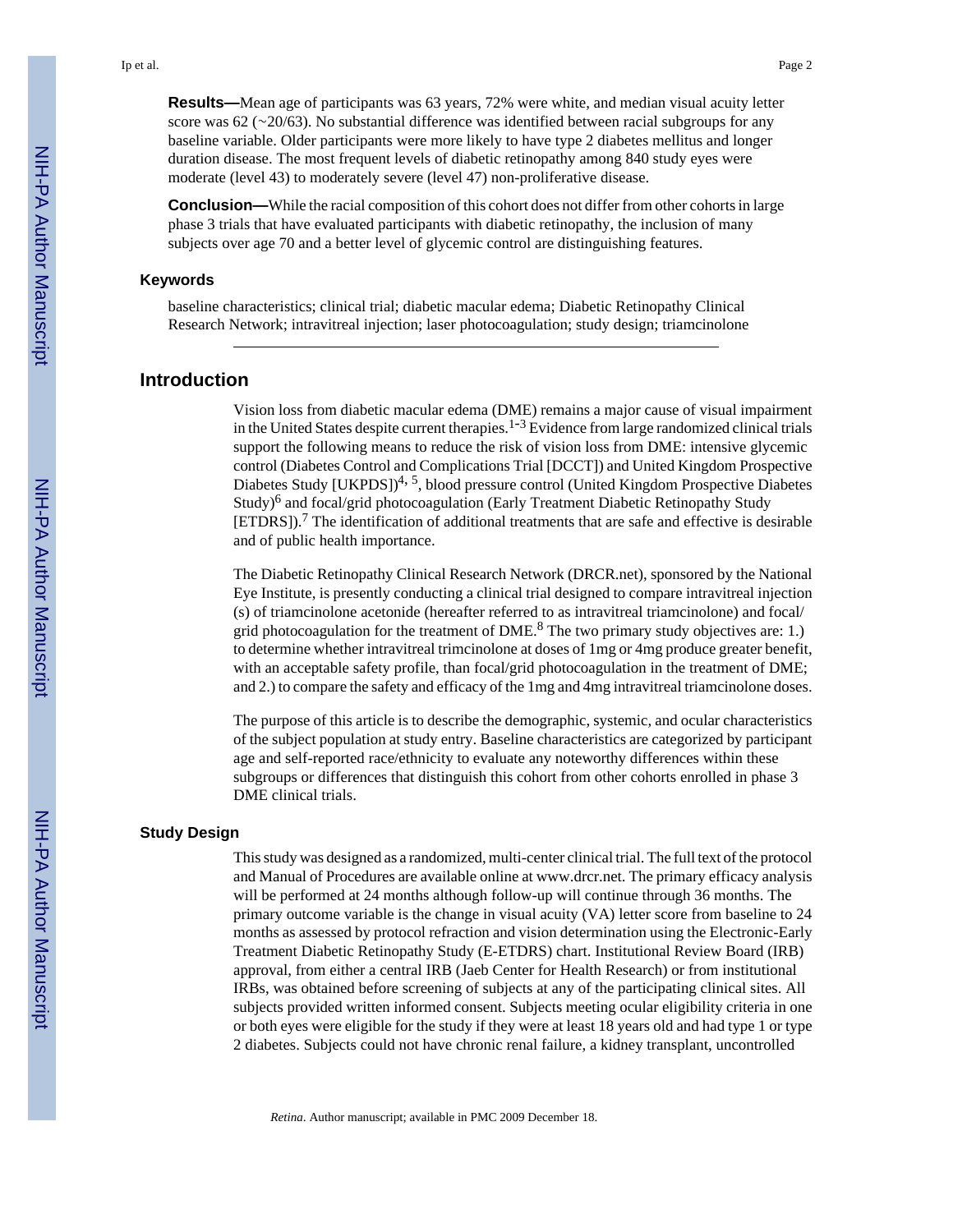**Results—**Mean age of participants was 63 years, 72% were white, and median visual acuity letter score was 62 (~20/63). No substantial difference was identified between racial subgroups for any baseline variable. Older participants were more likely to have type 2 diabetes mellitus and longer duration disease. The most frequent levels of diabetic retinopathy among 840 study eyes were moderate (level 43) to moderately severe (level 47) non-proliferative disease.

**Conclusion—**While the racial composition of this cohort does not differ from other cohorts in large phase 3 trials that have evaluated participants with diabetic retinopathy, the inclusion of many subjects over age 70 and a better level of glycemic control are distinguishing features.

### Keywords

baseline characteristics; clinical trial; diabetic macular edema; Diabetic Retinopathy Clinical Research Network; intravitreal injection; laser photocoagulation; study design; triamcinolone

## Introduction

Vision loss from diabetic macular edema (DME) remains a major cause of visual impairment in the United States despite current therapies.[1-3] Evidence from large randomized clinical trials support the following means to reduce the risk of vision loss from DME: intensive glycemic control (Diabetes Control and Complications Trial [DCCT]) and United Kingdom Prospective Diabetes Study [UKPDS])[4, 5], blood pressure control (United Kingdom Prospective Diabetes Study)[6] and focal/grid photocoagulation (Early Treatment Diabetic Retinopathy Study [ETDRS]).[7] The identification of additional treatments that are safe and effective is desirable and of public health importance.

The Diabetic Retinopathy Clinical Research Network (DRCR.net), sponsored by the National Eye Institute, is presently conducting a clinical trial designed to compare intravitreal injection (s) of triamcinolone acetonide (hereafter referred to as intravitreal triamcinolone) and focal/grid photocoagulation for the treatment of DME.[8] The two primary study objectives are: 1.) to determine whether intravitreal trimcinolone at doses of 1mg or 4mg produce greater benefit, with an acceptable safety profile, than focal/grid photocoagulation in the treatment of DME; and 2.) to compare the safety and efficacy of the 1mg and 4mg intravitreal triamcinolone doses.

The purpose of this article is to describe the demographic, systemic, and ocular characteristics of the subject population at study entry. Baseline characteristics are categorized by participant age and self-reported race/ethnicity to evaluate any noteworthy differences within these subgroups or differences that distinguish this cohort from other cohorts enrolled in phase 3 DME clinical trials.

### Study Design

This study was designed as a randomized, multi-center clinical trial. The full text of the protocol and Manual of Procedures are available online at www.drcr.net. The primary efficacy analysis will be performed at 24 months although follow-up will continue through 36 months. The primary outcome variable is the change in visual acuity (VA) letter score from baseline to 24 months as assessed by protocol refraction and vision determination using the Electronic-Early Treatment Diabetic Retinopathy Study (E-ETDRS) chart. Institutional Review Board (IRB) approval, from either a central IRB (Jaeb Center for Health Research) or from institutional IRBs, was obtained before screening of subjects at any of the participating clinical sites. All subjects provided written informed consent. Subjects meeting ocular eligibility criteria in one or both eyes were eligible for the study if they were at least 18 years old and had type 1 or type 2 diabetes. Subjects could not have chronic renal failure, a kidney transplant, uncontrolled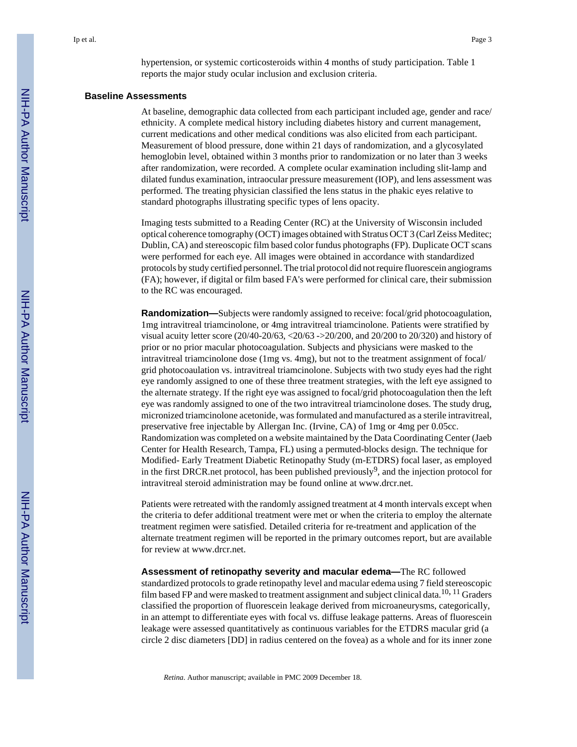hypertension, or systemic corticosteroids within 4 months of study participation. Table 1 reports the major study ocular inclusion and exclusion criteria.

### Baseline Assessments

At baseline, demographic data collected from each participant included age, gender and race/ethnicity. A complete medical history including diabetes history and current management, current medications and other medical conditions was also elicited from each participant. Measurement of blood pressure, done within 21 days of randomization, and a glycosylated hemoglobin level, obtained within 3 months prior to randomization or no later than 3 weeks after randomization, were recorded. A complete ocular examination including slit-lamp and dilated fundus examination, intraocular pressure measurement (IOP), and lens assessment was performed. The treating physician classified the lens status in the phakic eyes relative to standard photographs illustrating specific types of lens opacity.

Imaging tests submitted to a Reading Center (RC) at the University of Wisconsin included optical coherence tomography (OCT) images obtained with Stratus OCT 3 (Carl Zeiss Meditec; Dublin, CA) and stereoscopic film based color fundus photographs (FP). Duplicate OCT scans were performed for each eye. All images were obtained in accordance with standardized protocols by study certified personnel. The trial protocol did not require fluorescein angiograms (FA); however, if digital or film based FA's were performed for clinical care, their submission to the RC was encouraged.

**Randomization—**Subjects were randomly assigned to receive: focal/grid photocoagulation, 1mg intravitreal triamcinolone, or 4mg intravitreal triamcinolone. Patients were stratified by visual acuity letter score (20/40-20/63, <20/63 ->20/200, and 20/200 to 20/320) and history of prior or no prior macular photocoagulation. Subjects and physicians were masked to the intravitreal triamcinolone dose (1mg vs. 4mg), but not to the treatment assignment of focal/grid photocoaulation vs. intravitreal triamcinolone. Subjects with two study eyes had the right eye randomly assigned to one of these three treatment strategies, with the left eye assigned to the alternate strategy. If the right eye was assigned to focal/grid photocoagulation then the left eye was randomly assigned to one of the two intravitreal triamcinolone doses. The study drug, micronized triamcinolone acetonide, was formulated and manufactured as a sterile intravitreal, preservative free injectable by Allergan Inc. (Irvine, CA) of 1mg or 4mg per 0.05cc. Randomization was completed on a website maintained by the Data Coordinating Center (Jaeb Center for Health Research, Tampa, FL) using a permuted-blocks design. The technique for Modified- Early Treatment Diabetic Retinopathy Study (m-ETDRS) focal laser, as employed in the first DRCR.net protocol, has been published previously[9], and the injection protocol for intravitreal steroid administration may be found online at www.drcr.net.

Patients were retreated with the randomly assigned treatment at 4 month intervals except when the criteria to defer additional treatment were met or when the criteria to employ the alternate treatment regimen were satisfied. Detailed criteria for re-treatment and application of the alternate treatment regimen will be reported in the primary outcomes report, but are available for review at www.drcr.net.

**Assessment of retinopathy severity and macular edema—**The RC followed standardized protocols to grade retinopathy level and macular edema using 7 field stereoscopic film based FP and were masked to treatment assignment and subject clinical data.[10, 11] Graders classified the proportion of fluorescein leakage derived from microaneurysms, categorically, in an attempt to differentiate eyes with focal vs. diffuse leakage patterns. Areas of fluorescein leakage were assessed quantitatively as continuous variables for the ETDRS macular grid (a circle 2 disc diameters [DD] in radius centered on the fovea) as a whole and for its inner zone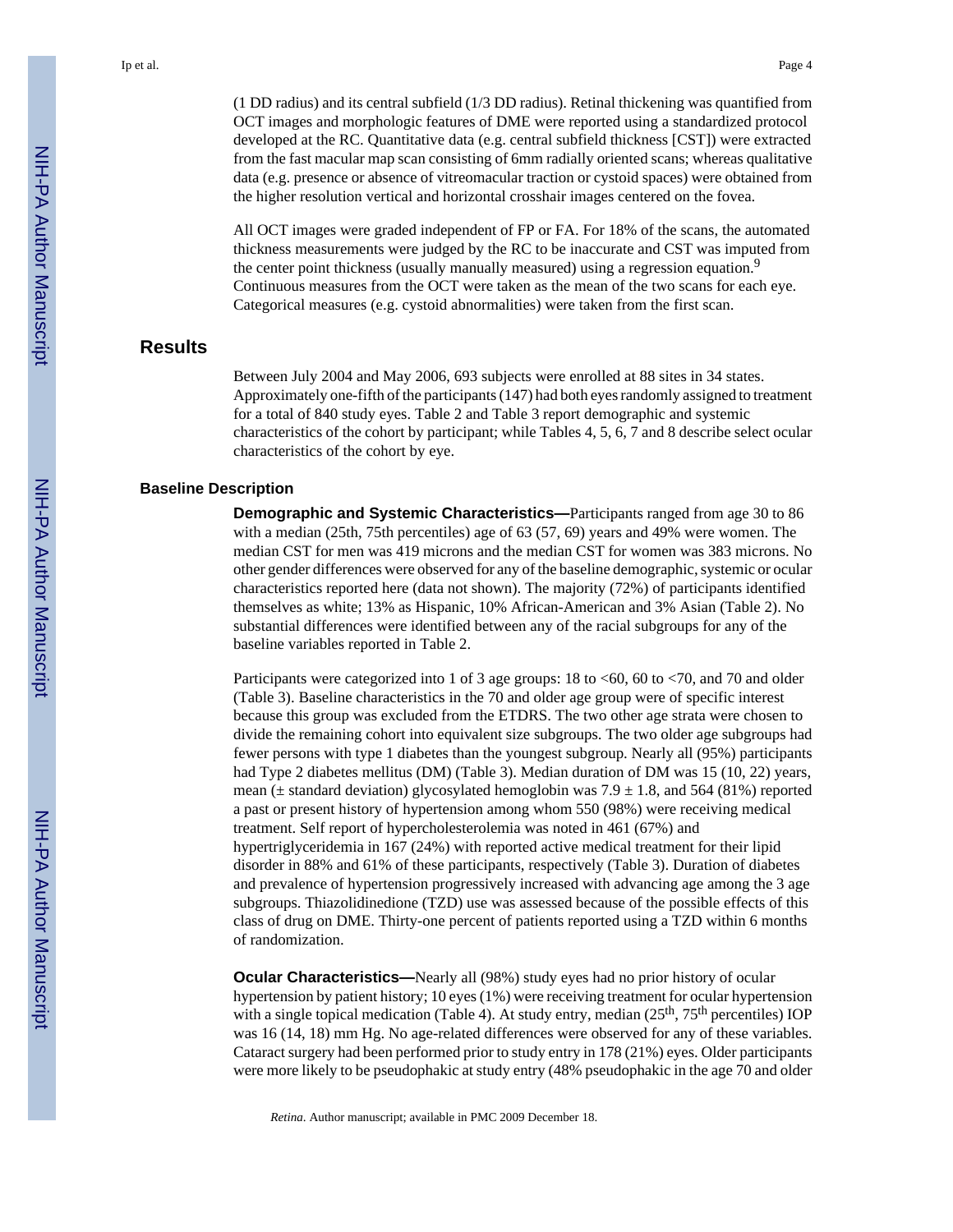(1 DD radius) and its central subfield (1/3 DD radius). Retinal thickening was quantified from OCT images and morphologic features of DME were reported using a standardized protocol developed at the RC. Quantitative data (e.g. central subfield thickness [CST]) were extracted from the fast macular map scan consisting of 6mm radially oriented scans; whereas qualitative data (e.g. presence or absence of vitreomacular traction or cystoid spaces) were obtained from the higher resolution vertical and horizontal crosshair images centered on the fovea.

All OCT images were graded independent of FP or FA. For 18% of the scans, the automated thickness measurements were judged by the RC to be inaccurate and CST was imputed from the center point thickness (usually manually measured) using a regression equation.[9] Continuous measures from the OCT were taken as the mean of the two scans for each eye. Categorical measures (e.g. cystoid abnormalities) were taken from the first scan.

## Results

Between July 2004 and May 2006, 693 subjects were enrolled at 88 sites in 34 states. Approximately one-fifth of the participants (147) had both eyes randomly assigned to treatment for a total of 840 study eyes. Table 2 and Table 3 report demographic and systemic characteristics of the cohort by participant; while Tables 4, 5, 6, 7 and 8 describe select ocular characteristics of the cohort by eye.

### Baseline Description

**Demographic and Systemic Characteristics—**Participants ranged from age 30 to 86 with a median (25th, 75th percentiles) age of 63 (57, 69) years and 49% were women. The median CST for men was 419 microns and the median CST for women was 383 microns. No other gender differences were observed for any of the baseline demographic, systemic or ocular characteristics reported here (data not shown). The majority (72%) of participants identified themselves as white; 13% as Hispanic, 10% African-American and 3% Asian (Table 2). No substantial differences were identified between any of the racial subgroups for any of the baseline variables reported in Table 2.

Participants were categorized into 1 of 3 age groups: 18 to <60, 60 to <70, and 70 and older (Table 3). Baseline characteristics in the 70 and older age group were of specific interest because this group was excluded from the ETDRS. The two other age strata were chosen to divide the remaining cohort into equivalent size subgroups. The two older age subgroups had fewer persons with type 1 diabetes than the youngest subgroup. Nearly all (95%) participants had Type 2 diabetes mellitus (DM) (Table 3). Median duration of DM was 15 (10, 22) years, mean (± standard deviation) glycosylated hemoglobin was 7.9 ± 1.8, and 564 (81%) reported a past or present history of hypertension among whom 550 (98%) were receiving medical treatment. Self report of hypercholesterolemia was noted in 461 (67%) and hypertriglyceridemia in 167 (24%) with reported active medical treatment for their lipid disorder in 88% and 61% of these participants, respectively (Table 3). Duration of diabetes and prevalence of hypertension progressively increased with advancing age among the 3 age subgroups. Thiazolidinedione (TZD) use was assessed because of the possible effects of this class of drug on DME. Thirty-one percent of patients reported using a TZD within 6 months of randomization.

**Ocular Characteristics—**Nearly all (98%) study eyes had no prior history of ocular hypertension by patient history; 10 eyes (1%) were receiving treatment for ocular hypertension with a single topical medication (Table 4). At study entry, median ($25^{th}$, $75^{th}$ percentiles) IOP was 16 (14, 18) mm Hg. No age-related differences were observed for any of these variables. Cataract surgery had been performed prior to study entry in 178 (21%) eyes. Older participants were more likely to be pseudophakic at study entry (48% pseudophakic in the age 70 and older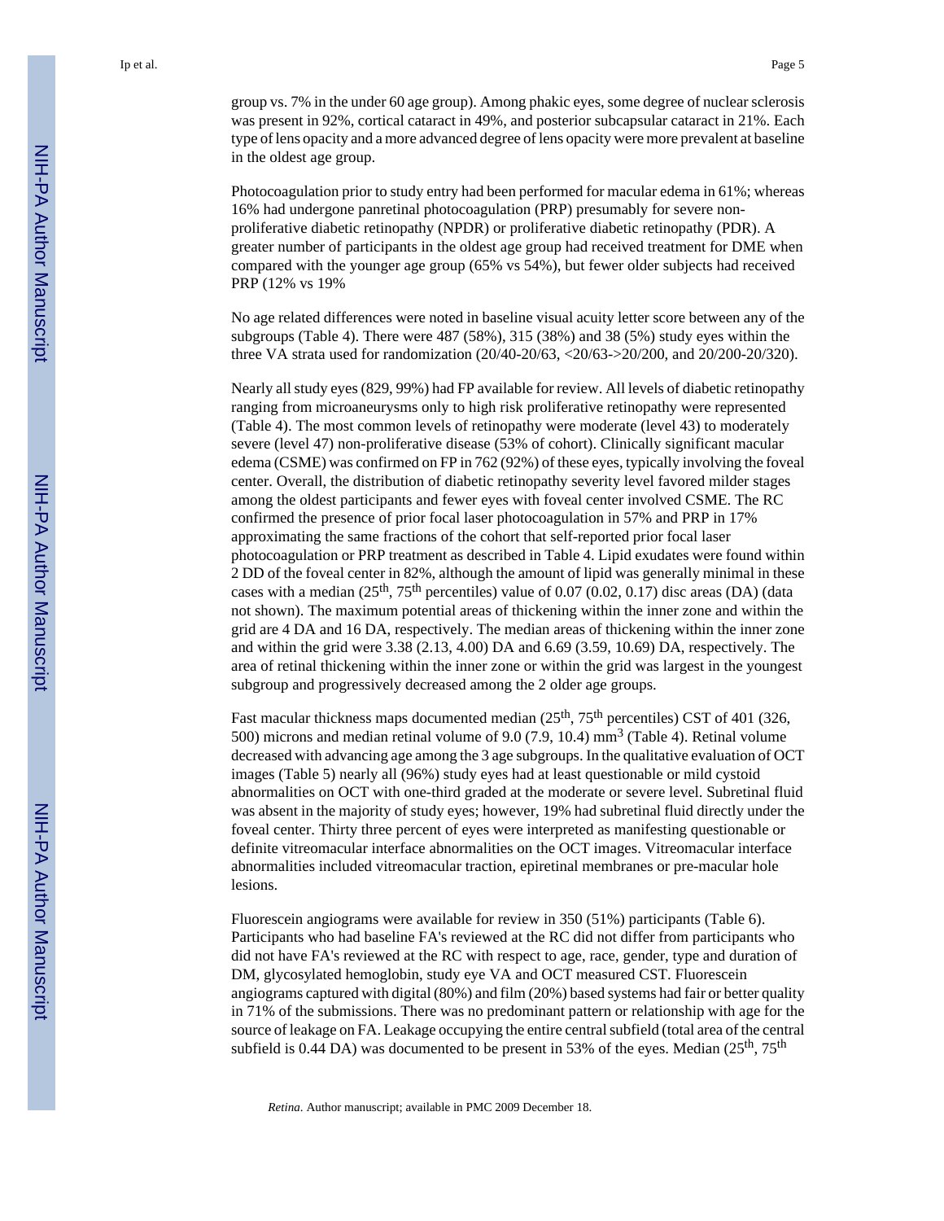group vs. 7% in the under 60 age group). Among phakic eyes, some degree of nuclear sclerosis was present in 92%, cortical cataract in 49%, and posterior subcapsular cataract in 21%. Each type of lens opacity and a more advanced degree of lens opacity were more prevalent at baseline in the oldest age group.

Photocoagulation prior to study entry had been performed for macular edema in 61%; whereas 16% had undergone panretinal photocoagulation (PRP) presumably for severe non-proliferative diabetic retinopathy (NPDR) or proliferative diabetic retinopathy (PDR). A greater number of participants in the oldest age group had received treatment for DME when compared with the younger age group (65% vs 54%), but fewer older subjects had received PRP (12% vs 19%

No age related differences were noted in baseline visual acuity letter score between any of the subgroups (Table 4). There were 487 (58%), 315 (38%) and 38 (5%) study eyes within the three VA strata used for randomization (20/40-20/63, <20/63->20/200, and 20/200-20/320).

Nearly all study eyes (829, 99%) had FP available for review. All levels of diabetic retinopathy ranging from microaneurysms only to high risk proliferative retinopathy were represented (Table 4). The most common levels of retinopathy were moderate (level 43) to moderately severe (level 47) non-proliferative disease (53% of cohort). Clinically significant macular edema (CSME) was confirmed on FP in 762 (92%) of these eyes, typically involving the foveal center. Overall, the distribution of diabetic retinopathy severity level favored milder stages among the oldest participants and fewer eyes with foveal center involved CSME. The RC confirmed the presence of prior focal laser photocoagulation in 57% and PRP in 17% approximating the same fractions of the cohort that self-reported prior focal laser photocoagulation or PRP treatment as described in Table 4. Lipid exudates were found within 2 DD of the foveal center in 82%, although the amount of lipid was generally minimal in these cases with a median (25$^{th}$, 75$^{th}$ percentiles) value of 0.07 (0.02, 0.17) disc areas (DA) (data not shown). The maximum potential areas of thickening within the inner zone and within the grid are 4 DA and 16 DA, respectively. The median areas of thickening within the inner zone and within the grid were 3.38 (2.13, 4.00) DA and 6.69 (3.59, 10.69) DA, respectively. The area of retinal thickening within the inner zone or within the grid was largest in the youngest subgroup and progressively decreased among the 2 older age groups.

Fast macular thickness maps documented median (25$^{th}$, 75$^{th}$ percentiles) CST of 401 (326, 500) microns and median retinal volume of 9.0 (7.9, 10.4) mm$^3$ (Table 4). Retinal volume decreased with advancing age among the 3 age subgroups. In the qualitative evaluation of OCT images (Table 5) nearly all (96%) study eyes had at least questionable or mild cystoid abnormalities on OCT with one-third graded at the moderate or severe level. Subretinal fluid was absent in the majority of study eyes; however, 19% had subretinal fluid directly under the foveal center. Thirty three percent of eyes were interpreted as manifesting questionable or definite vitreomacular interface abnormalities on the OCT images. Vitreomacular interface abnormalities included vitreomacular traction, epiretinal membranes or pre-macular hole lesions.

Fluorescein angiograms were available for review in 350 (51%) participants (Table 6). Participants who had baseline FA's reviewed at the RC did not differ from participants who did not have FA's reviewed at the RC with respect to age, race, gender, type and duration of DM, glycosylated hemoglobin, study eye VA and OCT measured CST. Fluorescein angiograms captured with digital (80%) and film (20%) based systems had fair or better quality in 71% of the submissions. There was no predominant pattern or relationship with age for the source of leakage on FA. Leakage occupying the entire central subfield (total area of the central subfield is 0.44 DA) was documented to be present in 53% of the eyes. Median (25$^{th}$, 75$^{th}$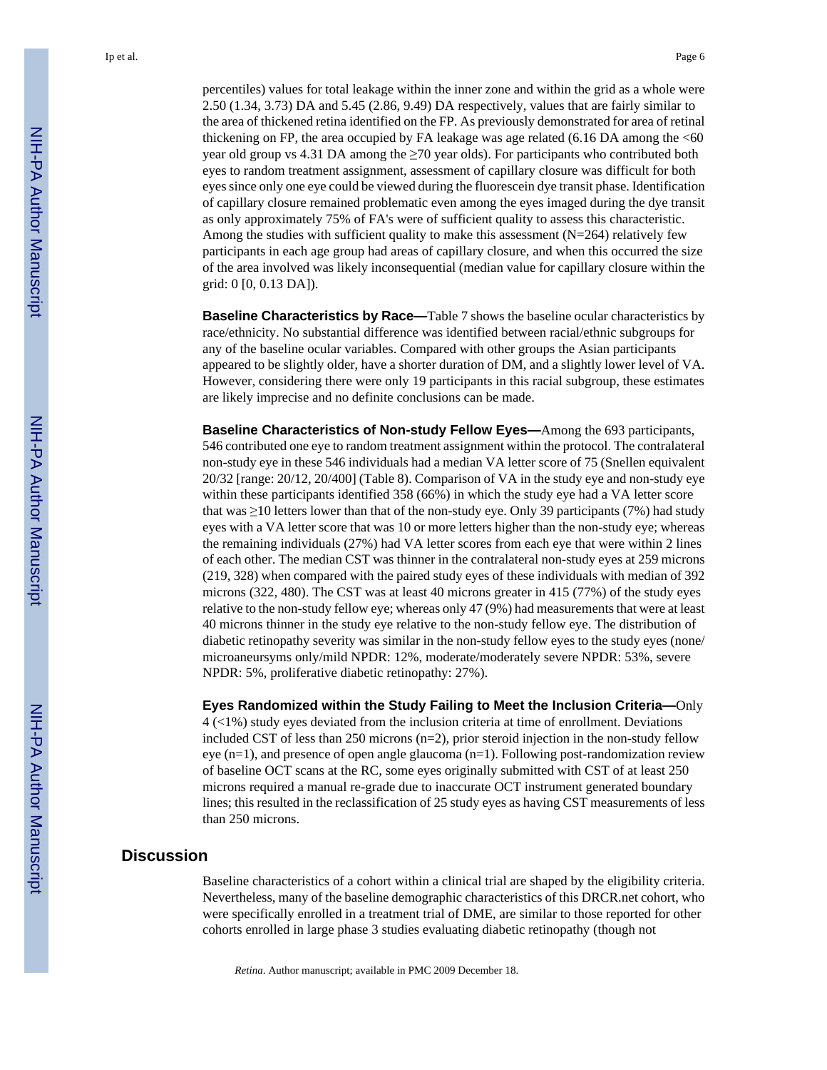percentiles) values for total leakage within the inner zone and within the grid as a whole were 2.50 (1.34, 3.73) DA and 5.45 (2.86, 9.49) DA respectively, values that are fairly similar to the area of thickened retina identified on the FP. As previously demonstrated for area of retinal thickening on FP, the area occupied by FA leakage was age related (6.16 DA among the <60 year old group vs 4.31 DA among the ≥70 year olds). For participants who contributed both eyes to random treatment assignment, assessment of capillary closure was difficult for both eyes since only one eye could be viewed during the fluorescein dye transit phase. Identification of capillary closure remained problematic even among the eyes imaged during the dye transit as only approximately 75% of FA's were of sufficient quality to assess this characteristic. Among the studies with sufficient quality to make this assessment (N=264) relatively few participants in each age group had areas of capillary closure, and when this occurred the size of the area involved was likely inconsequential (median value for capillary closure within the grid: 0 [0, 0.13 DA]).

**Baseline Characteristics by Race—**Table 7 shows the baseline ocular characteristics by race/ethnicity. No substantial difference was identified between racial/ethnic subgroups for any of the baseline ocular variables. Compared with other groups the Asian participants appeared to be slightly older, have a shorter duration of DM, and a slightly lower level of VA. However, considering there were only 19 participants in this racial subgroup, these estimates are likely imprecise and no definite conclusions can be made.

**Baseline Characteristics of Non-study Fellow Eyes—**Among the 693 participants, 546 contributed one eye to random treatment assignment within the protocol. The contralateral non-study eye in these 546 individuals had a median VA letter score of 75 (Snellen equivalent 20/32 [range: 20/12, 20/400] (Table 8). Comparison of VA in the study eye and non-study eye within these participants identified 358 (66%) in which the study eye had a VA letter score that was ≥10 letters lower than that of the non-study eye. Only 39 participants (7%) had study eyes with a VA letter score that was 10 or more letters higher than the non-study eye; whereas the remaining individuals (27%) had VA letter scores from each eye that were within 2 lines of each other. The median CST was thinner in the contralateral non-study eyes at 259 microns (219, 328) when compared with the paired study eyes of these individuals with median of 392 microns (322, 480). The CST was at least 40 microns greater in 415 (77%) of the study eyes relative to the non-study fellow eye; whereas only 47 (9%) had measurements that were at least 40 microns thinner in the study eye relative to the non-study fellow eye. The distribution of diabetic retinopathy severity was similar in the non-study fellow eyes to the study eyes (none/microaneursyms only/mild NPDR: 12%, moderate/moderately severe NPDR: 53%, severe NPDR: 5%, proliferative diabetic retinopathy: 27%).

**Eyes Randomized within the Study Failing to Meet the Inclusion Criteria—**Only 4 (<1%) study eyes deviated from the inclusion criteria at time of enrollment. Deviations included CST of less than 250 microns (n=2), prior steroid injection in the non-study fellow eye (n=1), and presence of open angle glaucoma (n=1). Following post-randomization review of baseline OCT scans at the RC, some eyes originally submitted with CST of at least 250 microns required a manual re-grade due to inaccurate OCT instrument generated boundary lines; this resulted in the reclassification of 25 study eyes as having CST measurements of less than 250 microns.

## Discussion

Baseline characteristics of a cohort within a clinical trial are shaped by the eligibility criteria. Nevertheless, many of the baseline demographic characteristics of this DRCR.net cohort, who were specifically enrolled in a treatment trial of DME, are similar to those reported for other cohorts enrolled in large phase 3 studies evaluating diabetic retinopathy (though not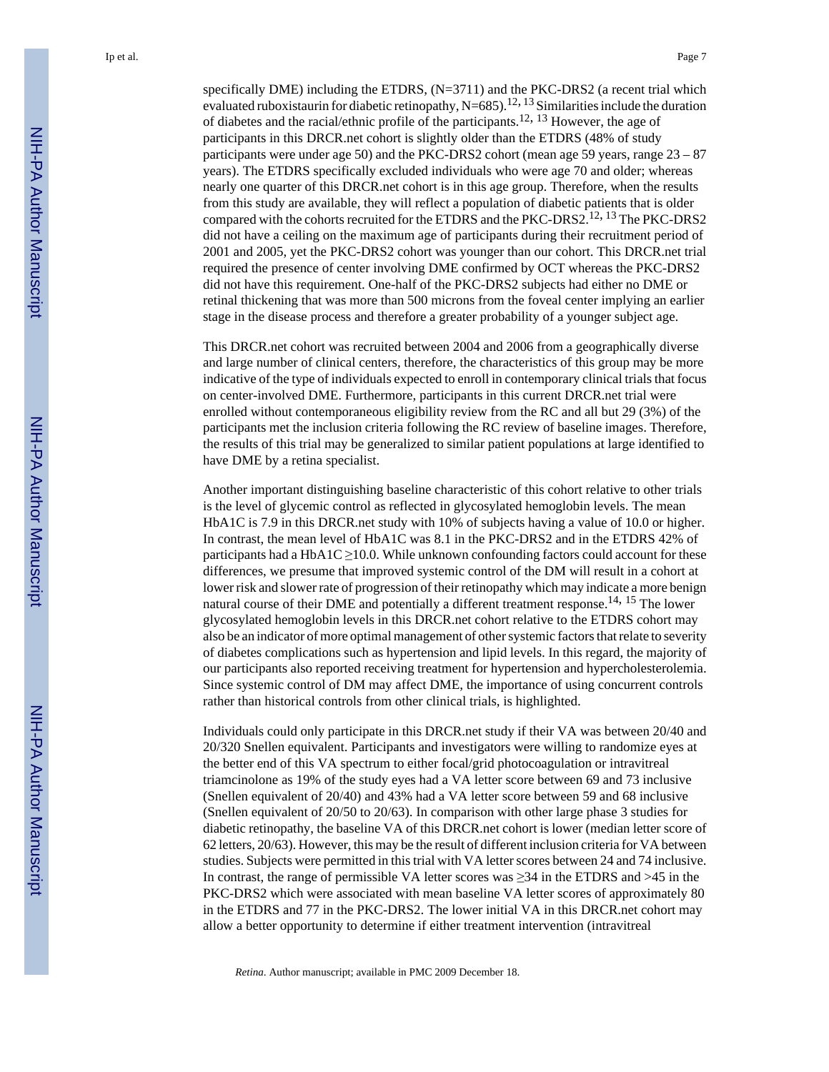specifically DME) including the ETDRS, (N=3711) and the PKC-DRS2 (a recent trial which evaluated ruboxistaurin for diabetic retinopathy, N=685).[12, 13] Similarities include the duration of diabetes and the racial/ethnic profile of the participants.[12, 13] However, the age of participants in this DRCR.net cohort is slightly older than the ETDRS (48% of study participants were under age 50) and the PKC-DRS2 cohort (mean age 59 years, range 23 – 87 years). The ETDRS specifically excluded individuals who were age 70 and older; whereas nearly one quarter of this DRCR.net cohort is in this age group. Therefore, when the results from this study are available, they will reflect a population of diabetic patients that is older compared with the cohorts recruited for the ETDRS and the PKC-DRS2.[12, 13] The PKC-DRS2 did not have a ceiling on the maximum age of participants during their recruitment period of 2001 and 2005, yet the PKC-DRS2 cohort was younger than our cohort. This DRCR.net trial required the presence of center involving DME confirmed by OCT whereas the PKC-DRS2 did not have this requirement. One-half of the PKC-DRS2 subjects had either no DME or retinal thickening that was more than 500 microns from the foveal center implying an earlier stage in the disease process and therefore a greater probability of a younger subject age.

This DRCR.net cohort was recruited between 2004 and 2006 from a geographically diverse and large number of clinical centers, therefore, the characteristics of this group may be more indicative of the type of individuals expected to enroll in contemporary clinical trials that focus on center-involved DME. Furthermore, participants in this current DRCR.net trial were enrolled without contemporaneous eligibility review from the RC and all but 29 (3%) of the participants met the inclusion criteria following the RC review of baseline images. Therefore, the results of this trial may be generalized to similar patient populations at large identified to have DME by a retina specialist.

Another important distinguishing baseline characteristic of this cohort relative to other trials is the level of glycemic control as reflected in glycosylated hemoglobin levels. The mean HbA1C is 7.9 in this DRCR.net study with 10% of subjects having a value of 10.0 or higher. In contrast, the mean level of HbA1C was 8.1 in the PKC-DRS2 and in the ETDRS 42% of participants had a HbA1C $\geq$10.0. While unknown confounding factors could account for these differences, we presume that improved systemic control of the DM will result in a cohort at lower risk and slower rate of progression of their retinopathy which may indicate a more benign natural course of their DME and potentially a different treatment response.[14, 15] The lower glycosylated hemoglobin levels in this DRCR.net cohort relative to the ETDRS cohort may also be an indicator of more optimal management of other systemic factors that relate to severity of diabetes complications such as hypertension and lipid levels. In this regard, the majority of our participants also reported receiving treatment for hypertension and hypercholesterolemia. Since systemic control of DM may affect DME, the importance of using concurrent controls rather than historical controls from other clinical trials, is highlighted.

Individuals could only participate in this DRCR.net study if their VA was between 20/40 and 20/320 Snellen equivalent. Participants and investigators were willing to randomize eyes at the better end of this VA spectrum to either focal/grid photocoagulation or intravitreal triamcinolone as 19% of the study eyes had a VA letter score between 69 and 73 inclusive (Snellen equivalent of 20/40) and 43% had a VA letter score between 59 and 68 inclusive (Snellen equivalent of 20/50 to 20/63). In comparison with other large phase 3 studies for diabetic retinopathy, the baseline VA of this DRCR.net cohort is lower (median letter score of 62 letters, 20/63). However, this may be the result of different inclusion criteria for VA between studies. Subjects were permitted in this trial with VA letter scores between 24 and 74 inclusive. In contrast, the range of permissible VA letter scores was $\geq$34 in the ETDRS and >45 in the PKC-DRS2 which were associated with mean baseline VA letter scores of approximately 80 in the ETDRS and 77 in the PKC-DRS2. The lower initial VA in this DRCR.net cohort may allow a better opportunity to determine if either treatment intervention (intravitreal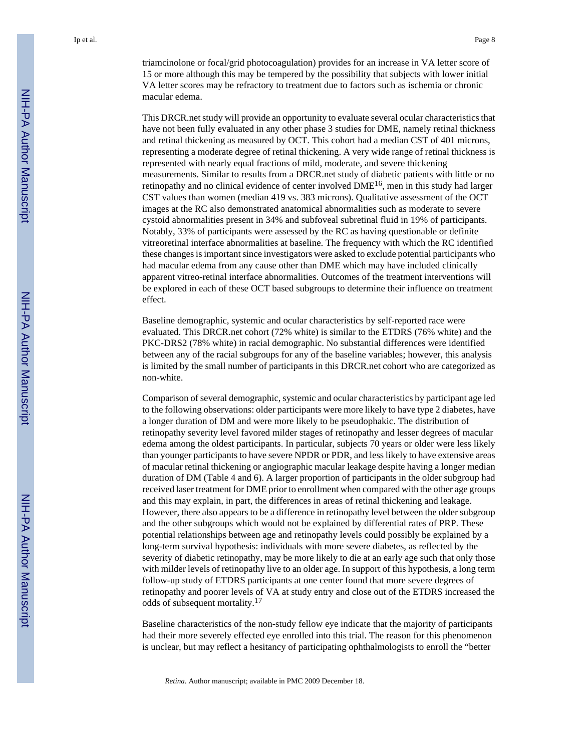triamcinolone or focal/grid photocoagulation) provides for an increase in VA letter score of 15 or more although this may be tempered by the possibility that subjects with lower initial VA letter scores may be refractory to treatment due to factors such as ischemia or chronic macular edema.

This DRCR.net study will provide an opportunity to evaluate several ocular characteristics that have not been fully evaluated in any other phase 3 studies for DME, namely retinal thickness and retinal thickening as measured by OCT. This cohort had a median CST of 401 microns, representing a moderate degree of retinal thickening. A very wide range of retinal thickness is represented with nearly equal fractions of mild, moderate, and severe thickening measurements. Similar to results from a DRCR.net study of diabetic patients with little or no retinopathy and no clinical evidence of center involved DME[16], men in this study had larger CST values than women (median 419 vs. 383 microns). Qualitative assessment of the OCT images at the RC also demonstrated anatomical abnormalities such as moderate to severe cystoid abnormalities present in 34% and subfoveal subretinal fluid in 19% of participants. Notably, 33% of participants were assessed by the RC as having questionable or definite vitreoretinal interface abnormalities at baseline. The frequency with which the RC identified these changes is important since investigators were asked to exclude potential participants who had macular edema from any cause other than DME which may have included clinically apparent vitreo-retinal interface abnormalities. Outcomes of the treatment interventions will be explored in each of these OCT based subgroups to determine their influence on treatment effect.

Baseline demographic, systemic and ocular characteristics by self-reported race were evaluated. This DRCR.net cohort (72% white) is similar to the ETDRS (76% white) and the PKC-DRS2 (78% white) in racial demographic. No substantial differences were identified between any of the racial subgroups for any of the baseline variables; however, this analysis is limited by the small number of participants in this DRCR.net cohort who are categorized as non-white.

Comparison of several demographic, systemic and ocular characteristics by participant age led to the following observations: older participants were more likely to have type 2 diabetes, have a longer duration of DM and were more likely to be pseudophakic. The distribution of retinopathy severity level favored milder stages of retinopathy and lesser degrees of macular edema among the oldest participants. In particular, subjects 70 years or older were less likely than younger participants to have severe NPDR or PDR, and less likely to have extensive areas of macular retinal thickening or angiographic macular leakage despite having a longer median duration of DM (Table 4 and 6). A larger proportion of participants in the older subgroup had received laser treatment for DME prior to enrollment when compared with the other age groups and this may explain, in part, the differences in areas of retinal thickening and leakage. However, there also appears to be a difference in retinopathy level between the older subgroup and the other subgroups which would not be explained by differential rates of PRP. These potential relationships between age and retinopathy levels could possibly be explained by a long-term survival hypothesis: individuals with more severe diabetes, as reflected by the severity of diabetic retinopathy, may be more likely to die at an early age such that only those with milder levels of retinopathy live to an older age. In support of this hypothesis, a long term follow-up study of ETDRS participants at one center found that more severe degrees of retinopathy and poorer levels of VA at study entry and close out of the ETDRS increased the odds of subsequent mortality.[17]

Baseline characteristics of the non-study fellow eye indicate that the majority of participants had their more severely effected eye enrolled into this trial. The reason for this phenomenon is unclear, but may reflect a hesitancy of participating ophthalmologists to enroll the "better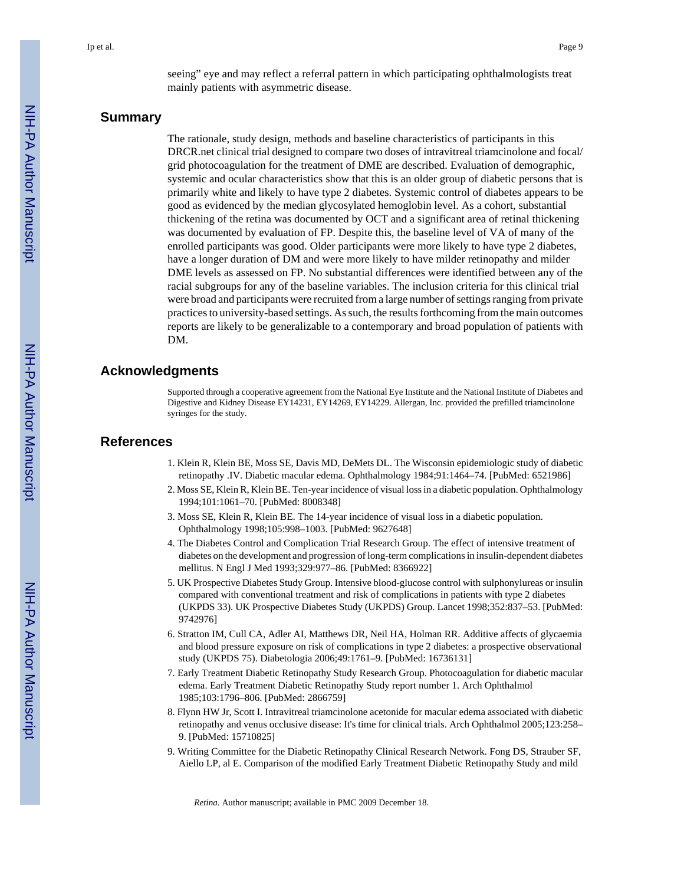seeing" eye and may reflect a referral pattern in which participating ophthalmologists treat mainly patients with asymmetric disease.

## Summary

The rationale, study design, methods and baseline characteristics of participants in this DRCR.net clinical trial designed to compare two doses of intravitreal triamcinolone and focal/grid photocoagulation for the treatment of DME are described. Evaluation of demographic, systemic and ocular characteristics show that this is an older group of diabetic persons that is primarily white and likely to have type 2 diabetes. Systemic control of diabetes appears to be good as evidenced by the median glycosylated hemoglobin level. As a cohort, substantial thickening of the retina was documented by OCT and a significant area of retinal thickening was documented by evaluation of FP. Despite this, the baseline level of VA of many of the enrolled participants was good. Older participants were more likely to have type 2 diabetes, have a longer duration of DM and were more likely to have milder retinopathy and milder DME levels as assessed on FP. No substantial differences were identified between any of the racial subgroups for any of the baseline variables. The inclusion criteria for this clinical trial were broad and participants were recruited from a large number of settings ranging from private practices to university-based settings. As such, the results forthcoming from the main outcomes reports are likely to be generalizable to a contemporary and broad population of patients with DM.

## Acknowledgments

Supported through a cooperative agreement from the National Eye Institute and the National Institute of Diabetes and Digestive and Kidney Disease EY14231, EY14269, EY14229. Allergan, Inc. provided the prefilled triamcinolone syringes for the study.

## References

1. Klein R, Klein BE, Moss SE, Davis MD, DeMets DL. The Wisconsin epidemiologic study of diabetic retinopathy .IV. Diabetic macular edema. Ophthalmology 1984;91:1464–74. [PubMed: 6521986]
2. Moss SE, Klein R, Klein BE. Ten-year incidence of visual loss in a diabetic population. Ophthalmology 1994;101:1061–70. [PubMed: 8008348]
3. Moss SE, Klein R, Klein BE. The 14-year incidence of visual loss in a diabetic population. Ophthalmology 1998;105:998–1003. [PubMed: 9627648]
4. The Diabetes Control and Complication Trial Research Group. The effect of intensive treatment of diabetes on the development and progression of long-term complications in insulin-dependent diabetes mellitus. N Engl J Med 1993;329:977–86. [PubMed: 8366922]
5. UK Prospective Diabetes Study Group. Intensive blood-glucose control with sulphonylureas or insulin compared with conventional treatment and risk of complications in patients with type 2 diabetes (UKPDS 33). UK Prospective Diabetes Study (UKPDS) Group. Lancet 1998;352:837–53. [PubMed: 9742976]
6. Stratton IM, Cull CA, Adler AI, Matthews DR, Neil HA, Holman RR. Additive affects of glycaemia and blood pressure exposure on risk of complications in type 2 diabetes: a prospective observational study (UKPDS 75). Diabetologia 2006;49:1761–9. [PubMed: 16736131]
7. Early Treatment Diabetic Retinopathy Study Research Group. Photocoagulation for diabetic macular edema. Early Treatment Diabetic Retinopathy Study report number 1. Arch Ophthalmol 1985;103:1796–806. [PubMed: 2866759]
8. Flynn HW Jr, Scott I. Intravitreal triamcinolone acetonide for macular edema associated with diabetic retinopathy and venus occlusive disease: It's time for clinical trials. Arch Ophthalmol 2005;123:258–9. [PubMed: 15710825]
9. Writing Committee for the Diabetic Retinopathy Clinical Research Network. Fong DS, Strauber SF, Aiello LP, al E. Comparison of the modified Early Treatment Diabetic Retinopathy Study and mild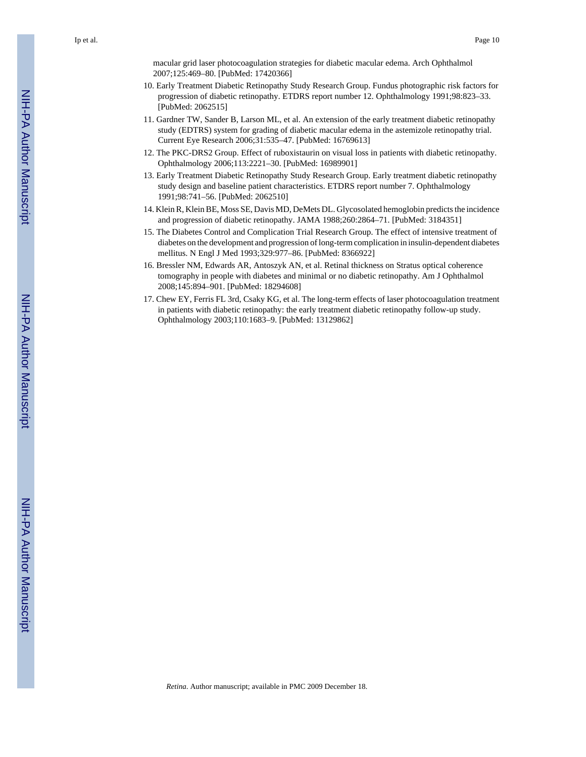macular grid laser photocoagulation strategies for diabetic macular edema. Arch Ophthalmol 2007;125:469–80. [PubMed: 17420366]

10. Early Treatment Diabetic Retinopathy Study Research Group. Fundus photographic risk factors for progression of diabetic retinopathy. ETDRS report number 12. Ophthalmology 1991;98:823–33. [PubMed: 2062515]
11. Gardner TW, Sander B, Larson ML, et al. An extension of the early treatment diabetic retinopathy study (EDTRS) system for grading of diabetic macular edema in the astemizole retinopathy trial. Current Eye Research 2006;31:535–47. [PubMed: 16769613]
12. The PKC-DRS2 Group. Effect of ruboxistaurin on visual loss in patients with diabetic retinopathy. Ophthalmology 2006;113:2221–30. [PubMed: 16989901]
13. Early Treatment Diabetic Retinopathy Study Research Group. Early treatment diabetic retinopathy study design and baseline patient characteristics. ETDRS report number 7. Ophthalmology 1991;98:741–56. [PubMed: 2062510]
14. Klein R, Klein BE, Moss SE, Davis MD, DeMets DL. Glycosolated hemoglobin predicts the incidence and progression of diabetic retinopathy. JAMA 1988;260:2864–71. [PubMed: 3184351]
15. The Diabetes Control and Complication Trial Research Group. The effect of intensive treatment of diabetes on the development and progression of long-term complication in insulin-dependent diabetes mellitus. N Engl J Med 1993;329:977–86. [PubMed: 8366922]
16. Bressler NM, Edwards AR, Antoszyk AN, et al. Retinal thickness on Stratus optical coherence tomography in people with diabetes and minimal or no diabetic retinopathy. Am J Ophthalmol 2008;145:894–901. [PubMed: 18294608]
17. Chew EY, Ferris FL 3rd, Csaky KG, et al. The long-term effects of laser photocoagulation treatment in patients with diabetic retinopathy: the early treatment diabetic retinopathy follow-up study. Ophthalmology 2003;110:1683–9. [PubMed: 13129862]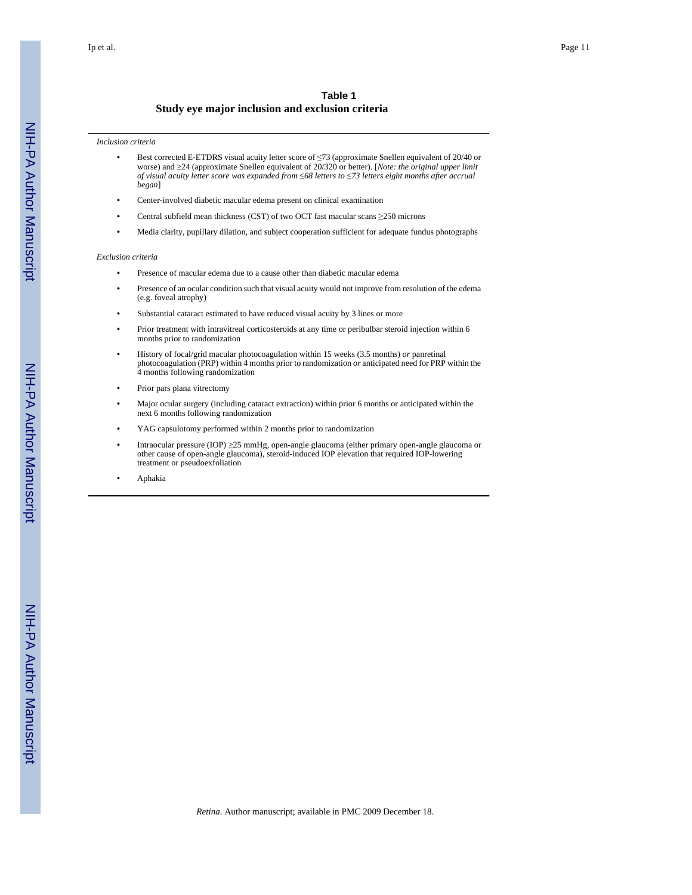**Table 1**

**Study eye major inclusion and exclusion criteria**

*Inclusion criteria*

- Best corrected E-ETDRS visual acuity letter score of ≤73 (approximate Snellen equivalent of 20/40 or worse) and ≥24 (approximate Snellen equivalent of 20/320 or better). [*Note: the original upper limit of visual acuity letter score was expanded from ≤68 letters to ≤73 letters eight months after accrual began*]
- Center-involved diabetic macular edema present on clinical examination
- Central subfield mean thickness (CST) of two OCT fast macular scans ≥250 microns
- Media clarity, pupillary dilation, and subject cooperation sufficient for adequate fundus photographs

*Exclusion criteria*

- Presence of macular edema due to a cause other than diabetic macular edema
- Presence of an ocular condition such that visual acuity would not improve from resolution of the edema (e.g. foveal atrophy)
- Substantial cataract estimated to have reduced visual acuity by 3 lines or more
- Prior treatment with intravitreal corticosteroids at any time or peribulbar steroid injection within 6 months prior to randomization
- History of focal/grid macular photocoagulation within 15 weeks (3.5 months) *or* panretinal photocoagulation (PRP) within 4 months prior to randomization *or* anticipated need for PRP within the 4 months following randomization
- Prior pars plana vitrectomy
- Major ocular surgery (including cataract extraction) within prior 6 months or anticipated within the next 6 months following randomization
- YAG capsulotomy performed within 2 months prior to randomization
- Intraocular pressure (IOP) ≥25 mmHg, open-angle glaucoma (either primary open-angle glaucoma or other cause of open-angle glaucoma), steroid-induced IOP elevation that required IOP-lowering treatment or pseudoexfoliation
- Aphakia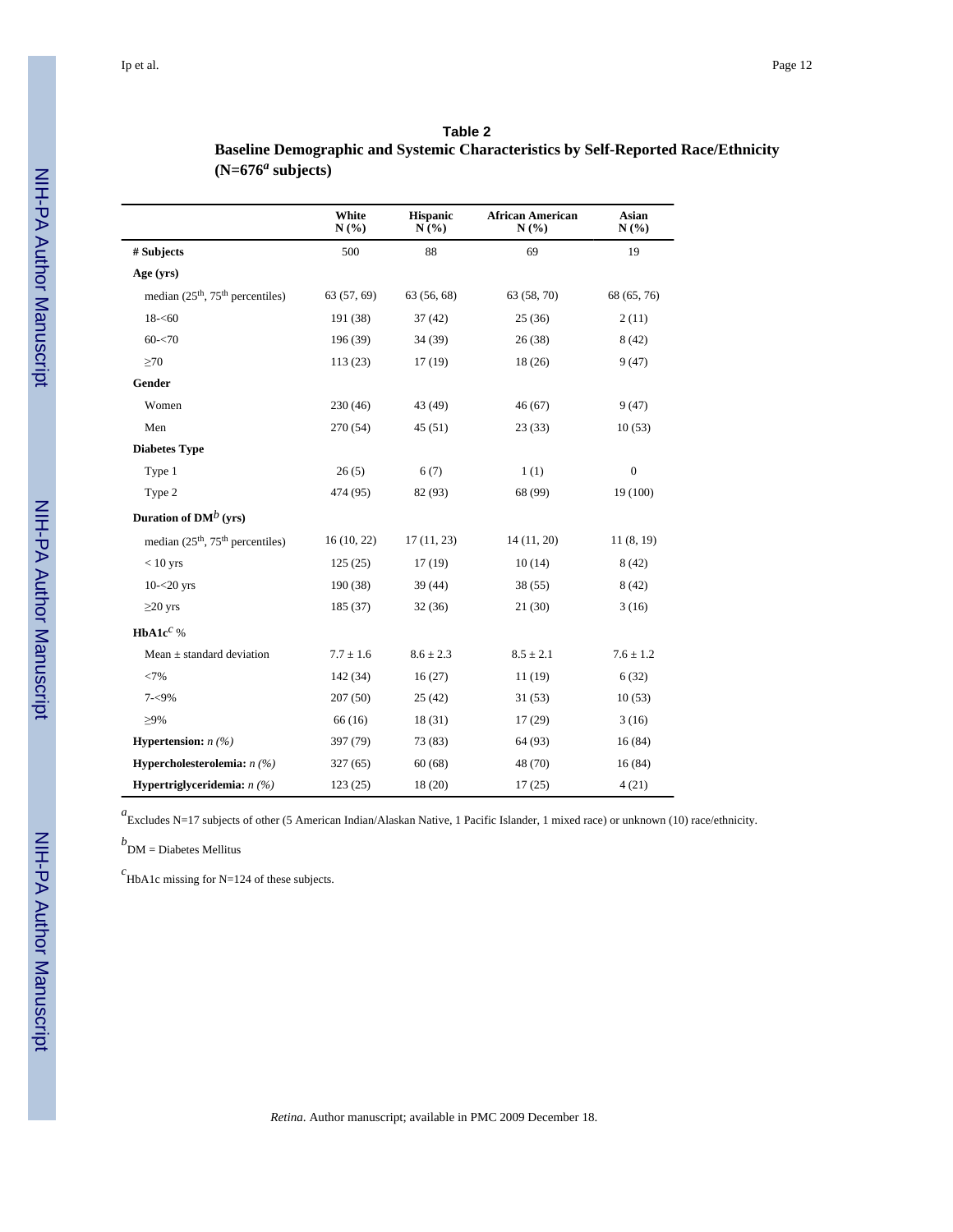**Table 2**

**Baseline Demographic and Systemic Characteristics by Self-Reported Race/Ethnicity (N=676[a] subjects)**

| | White N (%) | Hispanic N (%) | African American N (%) | Asian N (%) |
|---|---|---|---|---|
| **# Subjects** | 500 | 88 | 69 | 19 |
| **Age (yrs)** | | | | |
| median (25th, 75th percentiles) | 63 (57, 69) | 63 (56, 68) | 63 (58, 70) | 68 (65, 76) |
| 18-<60 | 191 (38) | 37 (42) | 25 (36) | 2 (11) |
| 60-<70 | 196 (39) | 34 (39) | 26 (38) | 8 (42) |
| ≥70 | 113 (23) | 17 (19) | 18 (26) | 9 (47) |
| **Gender** | | | | |
| Women | 230 (46) | 43 (49) | 46 (67) | 9 (47) |
| Men | 270 (54) | 45 (51) | 23 (33) | 10 (53) |
| **Diabetes Type** | | | | |
| Type 1 | 26 (5) | 6 (7) | 1 (1) | 0 |
| Type 2 | 474 (95) | 82 (93) | 68 (99) | 19 (100) |
| **Duration of DM[b] (yrs)** | | | | |
| median (25th, 75th percentiles) | 16 (10, 22) | 17 (11, 23) | 14 (11, 20) | 11 (8, 19) |
| < 10 yrs | 125 (25) | 17 (19) | 10 (14) | 8 (42) |
| 10-<20 yrs | 190 (38) | 39 (44) | 38 (55) | 8 (42) |
| ≥20 yrs | 185 (37) | 32 (36) | 21 (30) | 3 (16) |
| **HbA1c[c] %** | | | | |
| Mean ± standard deviation | 7.7 ± 1.6 | 8.6 ± 2.3 | 8.5 ± 2.1 | 7.6 ± 1.2 |
| <7% | 142 (34) | 16 (27) | 11 (19) | 6 (32) |
| 7-<9% | 207 (50) | 25 (42) | 31 (53) | 10 (53) |
| ≥9% | 66 (16) | 18 (31) | 17 (29) | 3 (16) |
| **Hypertension:** *n (%)* | 397 (79) | 73 (83) | 64 (93) | 16 (84) |
| **Hypercholesterolemia:** *n (%)* | 327 (65) | 60 (68) | 48 (70) | 16 (84) |
| **Hypertriglyceridemia:** *n (%)* | 123 (25) | 18 (20) | 17 (25) | 4 (21) |

[a] Excludes N=17 subjects of other (5 American Indian/Alaskan Native, 1 Pacific Islander, 1 mixed race) or unknown (10) race/ethnicity.

[b] DM = Diabetes Mellitus

[c] HbA1c missing for N=124 of these subjects.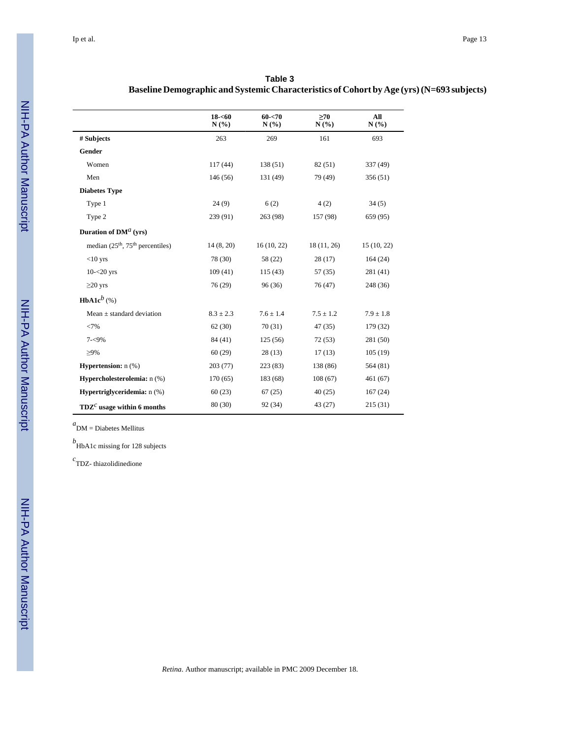**Table 3**

**Baseline Demographic and Systemic Characteristics of Cohort by Age (yrs) (N=693 subjects)**

| | 18-<60 N (%) | 60-<70 N (%) | ≥70 N (%) | All N (%) |
|---|---|---|---|---|
| **# Subjects** | 263 | 269 | 161 | 693 |
| **Gender** | | | | |
| Women | 117 (44) | 138 (51) | 82 (51) | 337 (49) |
| Men | 146 (56) | 131 (49) | 79 (49) | 356 (51) |
| **Diabetes Type** | | | | |
| Type 1 | 24 (9) | 6 (2) | 4 (2) | 34 (5) |
| Type 2 | 239 (91) | 263 (98) | 157 (98) | 659 (95) |
| **Duration of DM[a] (yrs)** | | | | |
| median ($25^{th}$, $75^{th}$ percentiles) | 14 (8, 20) | 16 (10, 22) | 18 (11, 26) | 15 (10, 22) |
| <10 yrs | 78 (30) | 58 (22) | 28 (17) | 164 (24) |
| 10-<20 yrs | 109 (41) | 115 (43) | 57 (35) | 281 (41) |
| ≥20 yrs | 76 (29) | 96 (36) | 76 (47) | 248 (36) |
| **HbA1c[b]** (%) | | | | |
| Mean ± standard deviation | 8.3 ± 2.3 | 7.6 ± 1.4 | 7.5 ± 1.2 | 7.9 ± 1.8 |
| <7% | 62 (30) | 70 (31) | 47 (35) | 179 (32) |
| 7-<9% | 84 (41) | 125 (56) | 72 (53) | 281 (50) |
| ≥9% | 60 (29) | 28 (13) | 17 (13) | 105 (19) |
| **Hypertension:** n (%) | 203 (77) | 223 (83) | 138 (86) | 564 (81) |
| **Hypercholesterolemia:** n (%) | 170 (65) | 183 (68) | 108 (67) | 461 (67) |
| **Hypertriglyceridemia:** n (%) | 60 (23) | 67 (25) | 40 (25) | 167 (24) |
| **TDZ[c] usage within 6 months** | 80 (30) | 92 (34) | 43 (27) | 215 (31) |

[a] DM = Diabetes Mellitus

[b] HbA1c missing for 128 subjects

[c] TDZ- thiazolidinedione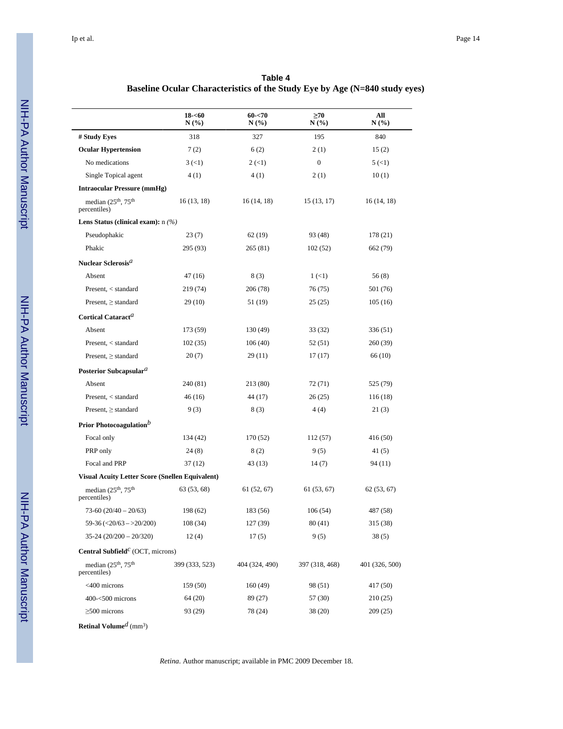**Table 4**

**Baseline Ocular Characteristics of the Study Eye by Age (N=840 study eyes)**

| | 18-<60 N (%) | 60-<70 N (%) | ≥70 N (%) | All N (%) |
|---|---|---|---|---|
| **# Study Eyes** | 318 | 327 | 195 | 840 |
| **Ocular Hypertension** | 7 (2) | 6 (2) | 2 (1) | 15 (2) |
| No medications | 3 (<1) | 2 (<1) | 0 | 5 (<1) |
| Single Topical agent | 4 (1) | 4 (1) | 2 (1) | 10 (1) |
| **Intraocular Pressure (mmHg)** | | | | |
| median (25th, 75th percentiles) | 16 (13, 18) | 16 (14, 18) | 15 (13, 17) | 16 (14, 18) |
| **Lens Status (clinical exam):** n *(%)* | | | | |
| Pseudophakic | 23 (7) | 62 (19) | 93 (48) | 178 (21) |
| Phakic | 295 (93) | 265 (81) | 102 (52) | 662 (79) |
| **Nuclear Sclerosis**[a] | | | | |
| Absent | 47 (16) | 8 (3) | 1 (<1) | 56 (8) |
| Present, < standard | 219 (74) | 206 (78) | 76 (75) | 501 (76) |
| Present, ≥ standard | 29 (10) | 51 (19) | 25 (25) | 105 (16) |
| **Cortical Cataract**[a] | | | | |
| Absent | 173 (59) | 130 (49) | 33 (32) | 336 (51) |
| Present, < standard | 102 (35) | 106 (40) | 52 (51) | 260 (39) |
| Present, ≥ standard | 20 (7) | 29 (11) | 17 (17) | 66 (10) |
| **Posterior Subcapsular**[a] | | | | |
| Absent | 240 (81) | 213 (80) | 72 (71) | 525 (79) |
| Present, < standard | 46 (16) | 44 (17) | 26 (25) | 116 (18) |
| Present, ≥ standard | 9 (3) | 8 (3) | 4 (4) | 21 (3) |
| **Prior Photocoagulation**[b] | | | | |
| Focal only | 134 (42) | 170 (52) | 112 (57) | 416 (50) |
| PRP only | 24 (8) | 8 (2) | 9 (5) | 41 (5) |
| Focal and PRP | 37 (12) | 43 (13) | 14 (7) | 94 (11) |
| **Visual Acuity Letter Score (Snellen Equivalent)** | | | | |
| median (25th, 75th percentiles) | 63 (53, 68) | 61 (52, 67) | 61 (53, 67) | 62 (53, 67) |
| 73-60 (20/40 – 20/63) | 198 (62) | 183 (56) | 106 (54) | 487 (58) |
| 59-36 (<20/63 – >20/200) | 108 (34) | 127 (39) | 80 (41) | 315 (38) |
| 35-24 (20/200 – 20/320) | 12 (4) | 17 (5) | 9 (5) | 38 (5) |
| **Central Subfield**[c] (OCT, microns) | | | | |
| median (25th, 75th percentiles) | 399 (333, 523) | 404 (324, 490) | 397 (318, 468) | 401 (326, 500) |
| <400 microns | 159 (50) | 160 (49) | 98 (51) | 417 (50) |
| 400-<500 microns | 64 (20) | 89 (27) | 57 (30) | 210 (25) |
| ≥500 microns | 93 (29) | 78 (24) | 38 (20) | 209 (25) |
| **Retinal Volume**[d] ($mm^3$) | | | | |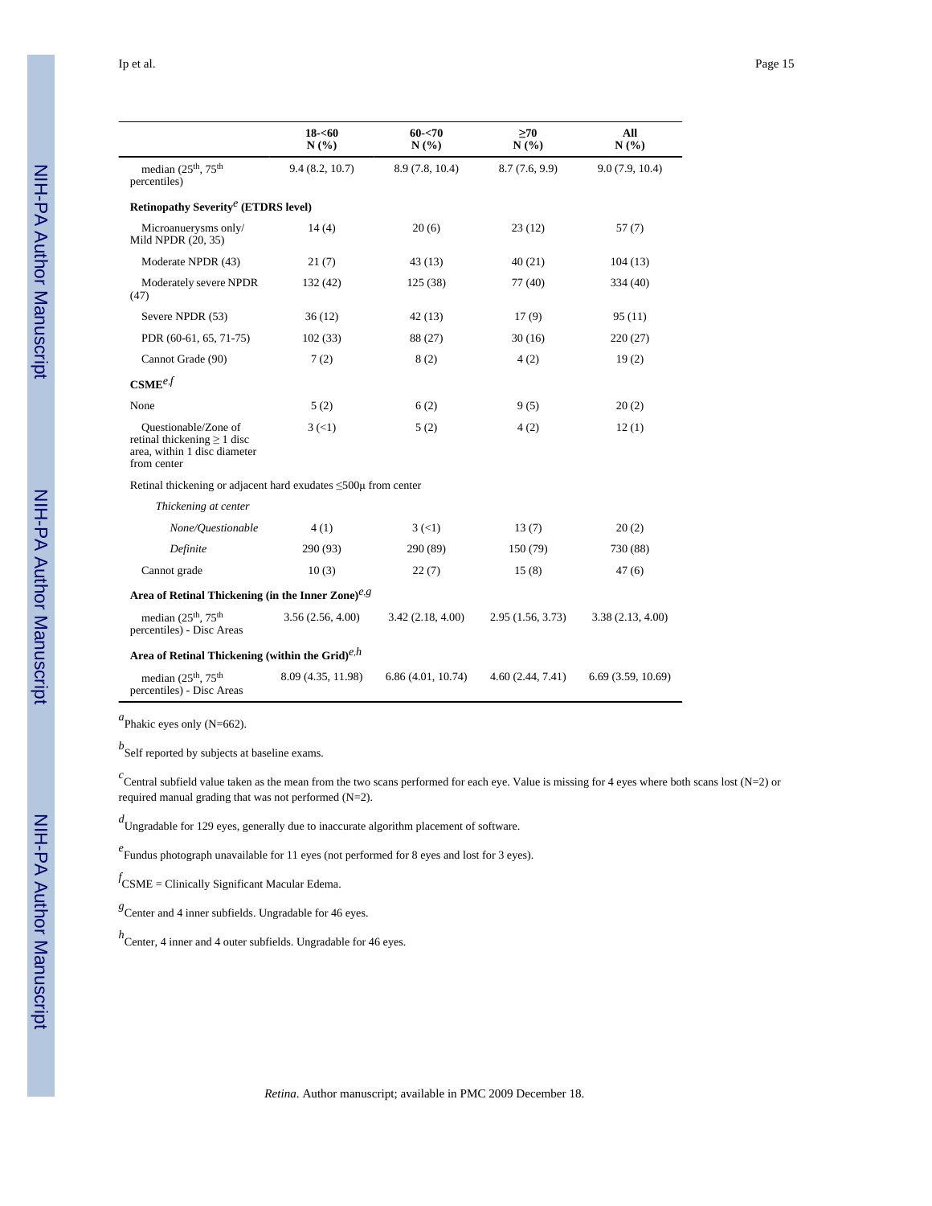|  | 18-<60 N (%) | 60-<70 N (%) | ≥70 N (%) | All N (%) |
|---|---|---|---|---|
| median (25th, 75th percentiles) | 9.4 (8.2, 10.7) | 8.9 (7.8, 10.4) | 8.7 (7.6, 9.9) | 9.0 (7.9, 10.4) |
| **Retinopathy Severity[e] (ETDRS level)** |  |  |  |  |
| Microaneurysms only/ Mild NPDR (20, 35) | 14 (4) | 20 (6) | 23 (12) | 57 (7) |
| Moderate NPDR (43) | 21 (7) | 43 (13) | 40 (21) | 104 (13) |
| Moderately severe NPDR (47) | 132 (42) | 125 (38) | 77 (40) | 334 (40) |
| Severe NPDR (53) | 36 (12) | 42 (13) | 17 (9) | 95 (11) |
| PDR (60-61, 65, 71-75) | 102 (33) | 88 (27) | 30 (16) | 220 (27) |
| Cannot Grade (90) | 7 (2) | 8 (2) | 4 (2) | 19 (2) |
| **CSME[e,f]** |  |  |  |  |
| None | 5 (2) | 6 (2) | 9 (5) | 20 (2) |
| Questionable/Zone of retinal thickening ≥ 1 disc area, within 1 disc diameter from center | 3 (<1) | 5 (2) | 4 (2) | 12 (1) |
| Retinal thickening or adjacent hard exudates ≤500μ from center |  |  |  |  |
| *Thickening at center* |  |  |  |  |
| *None/Questionable* | 4 (1) | 3 (<1) | 13 (7) | 20 (2) |
| *Definite* | 290 (93) | 290 (89) | 150 (79) | 730 (88) |
| Cannot grade | 10 (3) | 22 (7) | 15 (8) | 47 (6) |
| **Area of Retinal Thickening (in the Inner Zone)[e,g]** |  |  |  |  |
| median (25th, 75th percentiles) - Disc Areas | 3.56 (2.56, 4.00) | 3.42 (2.18, 4.00) | 2.95 (1.56, 3.73) | 3.38 (2.13, 4.00) |
| **Area of Retinal Thickening (within the Grid)[e,h]** |  |  |  |  |
| median (25th, 75th percentiles) - Disc Areas | 8.09 (4.35, 11.98) | 6.86 (4.01, 10.74) | 4.60 (2.44, 7.41) | 6.69 (3.59, 10.69) |

[a]Phakic eyes only (N=662).

[b]Self reported by subjects at baseline exams.

[c]Central subfield value taken as the mean from the two scans performed for each eye. Value is missing for 4 eyes where both scans lost (N=2) or required manual grading that was not performed (N=2).

[d]Ungradable for 129 eyes, generally due to inaccurate algorithm placement of software.

[e]Fundus photograph unavailable for 11 eyes (not performed for 8 eyes and lost for 3 eyes).

[f]CSME = Clinically Significant Macular Edema.

[g]Center and 4 inner subfields. Ungradable for 46 eyes.

[h]Center, 4 inner and 4 outer subfields. Ungradable for 46 eyes.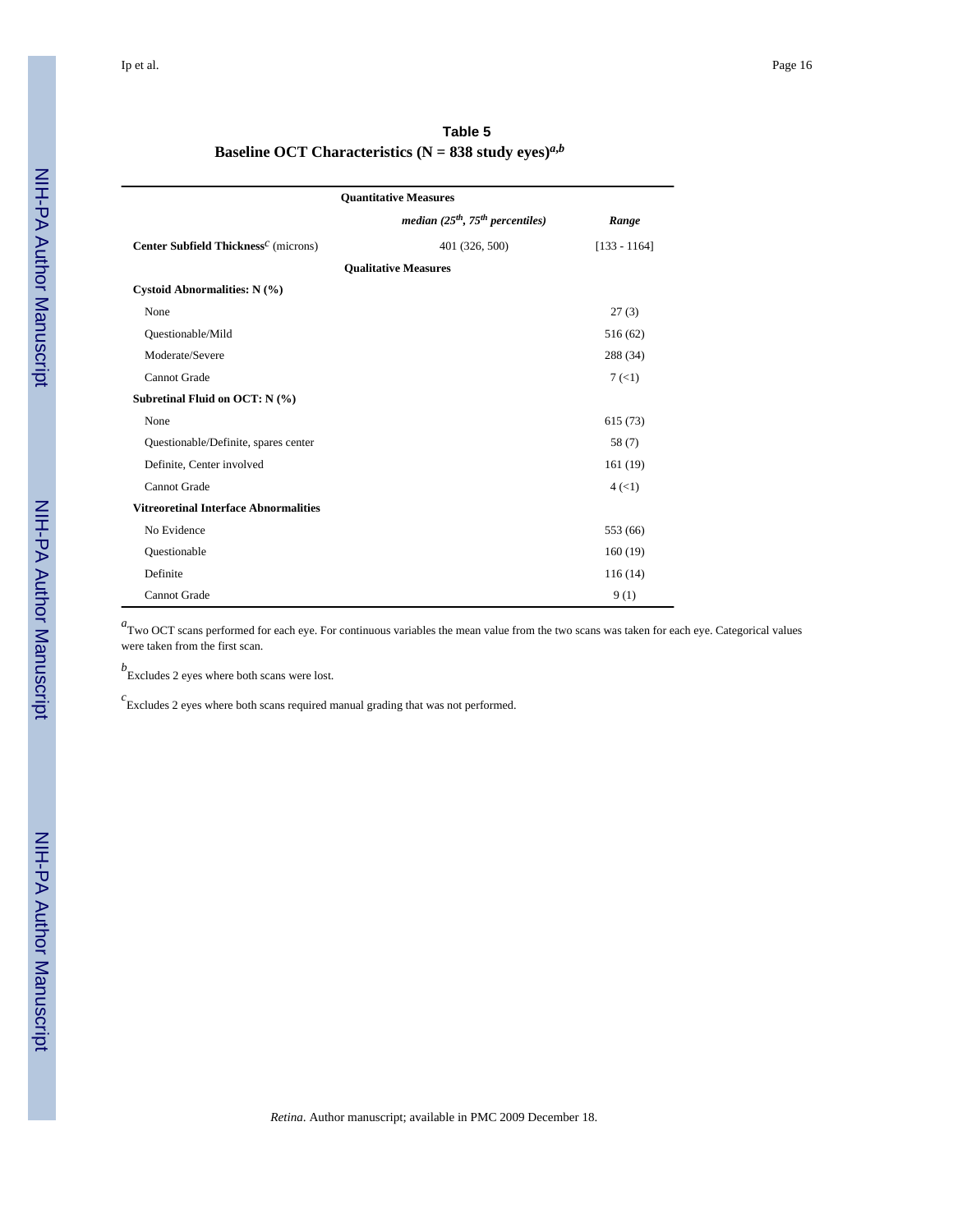**Table 5**

**Baseline OCT Characteristics (N = 838 study eyes)[a,b]**

| | | |
|---|---|---|
| | **Quantitative Measures** | |
| | ***median (25$^{th}$, 75$^{th}$ percentiles)*** | ***Range*** |
| **Center Subfield Thickness**[c] (microns) | 401 (326, 500) | [133 - 1164] |
| | **Qualitative Measures** | |
| **Cystoid Abnormalities: N (%)** | | |
| None | | 27 (3) |
| Questionable/Mild | | 516 (62) |
| Moderate/Severe | | 288 (34) |
| Cannot Grade | | 7 (<1) |
| **Subretinal Fluid on OCT: N (%)** | | |
| None | | 615 (73) |
| Questionable/Definite, spares center | | 58 (7) |
| Definite, Center involved | | 161 (19) |
| Cannot Grade | | 4 (<1) |
| **Vitreoretinal Interface Abnormalities** | | |
| No Evidence | | 553 (66) |
| Questionable | | 160 (19) |
| Definite | | 116 (14) |
| Cannot Grade | | 9 (1) |

[a]Two OCT scans performed for each eye. For continuous variables the mean value from the two scans was taken for each eye. Categorical values were taken from the first scan.

[b]Excludes 2 eyes where both scans were lost.

[c]Excludes 2 eyes where both scans required manual grading that was not performed.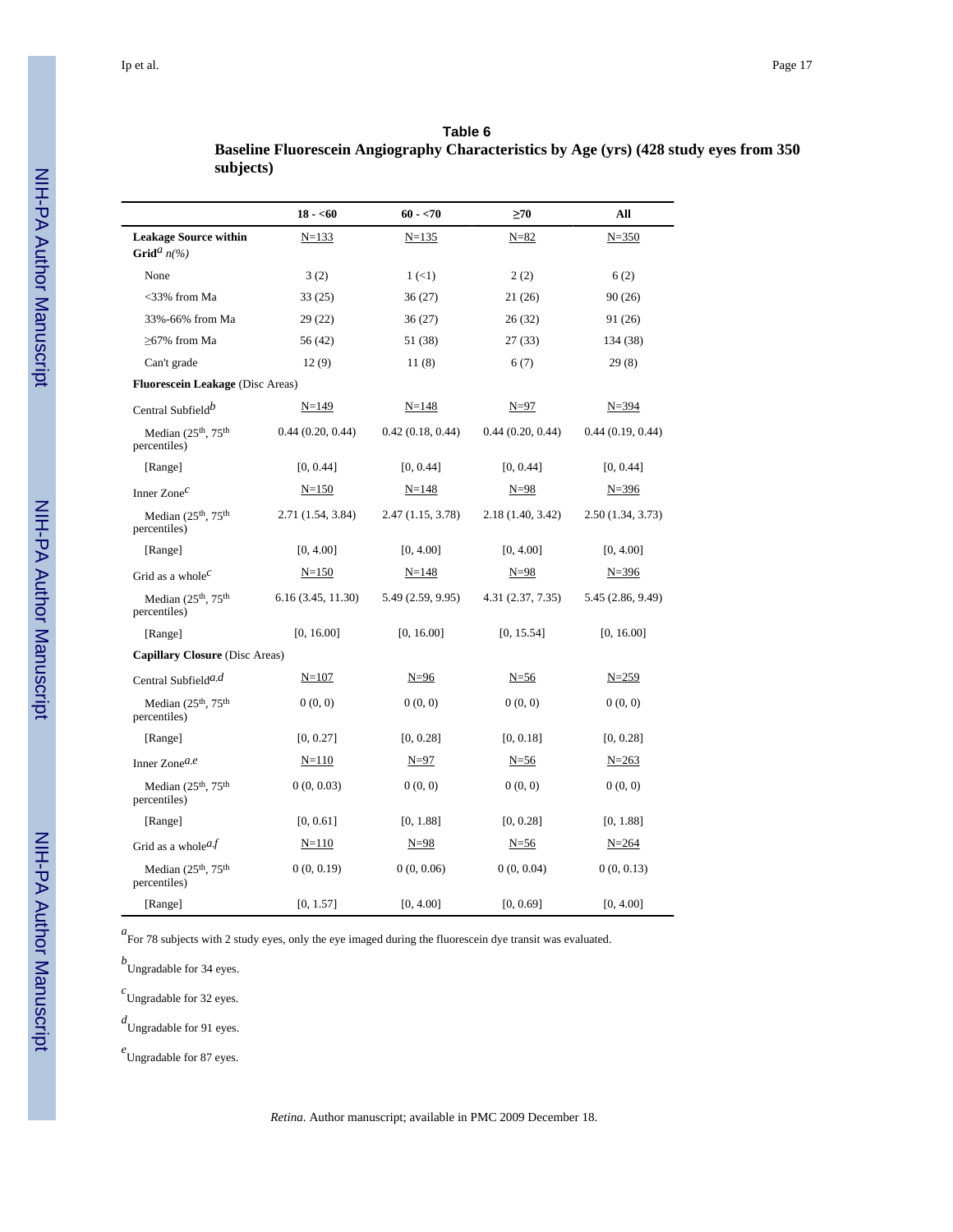**Table 6**

**Baseline Fluorescein Angiography Characteristics by Age (yrs) (428 study eyes from 350 subjects)**

| | **18 - <60** | **60 - <70** | **≥70** | **All** |
|---|---|---|---|---|
| **Leakage Source within Grid**[a] *n(%)* | N=133 | N=135 | N=82 | N=350 |
| None | 3 (2) | 1 (<1) | 2 (2) | 6 (2) |
| <33% from Ma | 33 (25) | 36 (27) | 21 (26) | 90 (26) |
| 33%-66% from Ma | 29 (22) | 36 (27) | 26 (32) | 91 (26) |
| ≥67% from Ma | 56 (42) | 51 (38) | 27 (33) | 134 (38) |
| Can't grade | 12 (9) | 11 (8) | 6 (7) | 29 (8) |
| **Fluorescein Leakage** (Disc Areas) | | | | |
| Central Subfield[b] | N=149 | N=148 | N=97 | N=394 |
| Median (25th, 75th percentiles) | 0.44 (0.20, 0.44) | 0.42 (0.18, 0.44) | 0.44 (0.20, 0.44) | 0.44 (0.19, 0.44) |
| [Range] | [0, 0.44] | [0, 0.44] | [0, 0.44] | [0, 0.44] |
| Inner Zone[c] | N=150 | N=148 | N=98 | N=396 |
| Median (25th, 75th percentiles) | 2.71 (1.54, 3.84) | 2.47 (1.15, 3.78) | 2.18 (1.40, 3.42) | 2.50 (1.34, 3.73) |
| [Range] | [0, 4.00] | [0, 4.00] | [0, 4.00] | [0, 4.00] |
| Grid as a whole[c] | N=150 | N=148 | N=98 | N=396 |
| Median (25th, 75th percentiles) | 6.16 (3.45, 11.30) | 5.49 (2.59, 9.95) | 4.31 (2.37, 7.35) | 5.45 (2.86, 9.49) |
| [Range] | [0, 16.00] | [0, 16.00] | [0, 15.54] | [0, 16.00] |
| **Capillary Closure** (Disc Areas) | | | | |
| Central Subfield[a,d] | N=107 | N=96 | N=56 | N=259 |
| Median (25th, 75th percentiles) | 0 (0, 0) | 0 (0, 0) | 0 (0, 0) | 0 (0, 0) |
| [Range] | [0, 0.27] | [0, 0.28] | [0, 0.18] | [0, 0.28] |
| Inner Zone[a,e] | N=110 | N=97 | N=56 | N=263 |
| Median (25th, 75th percentiles) | 0 (0, 0.03) | 0 (0, 0) | 0 (0, 0) | 0 (0, 0) |
| [Range] | [0, 0.61] | [0, 1.88] | [0, 0.28] | [0, 1.88] |
| Grid as a whole[a,f] | N=110 | N=98 | N=56 | N=264 |
| Median (25th, 75th percentiles) | 0 (0, 0.19) | 0 (0, 0.06) | 0 (0, 0.04) | 0 (0, 0.13) |
| [Range] | [0, 1.57] | [0, 4.00] | [0, 0.69] | [0, 4.00] |

[a] For 78 subjects with 2 study eyes, only the eye imaged during the fluorescein dye transit was evaluated.

[b] Ungradable for 34 eyes.

[c] Ungradable for 32 eyes.

[d] Ungradable for 91 eyes.

[e] Ungradable for 87 eyes.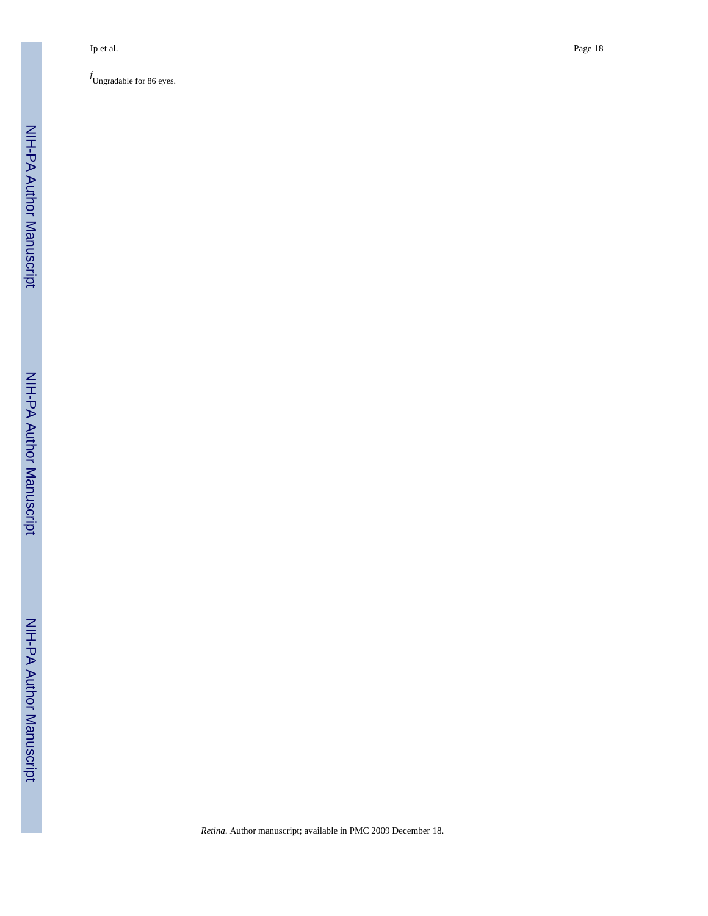[f] Ungradable for 86 eyes.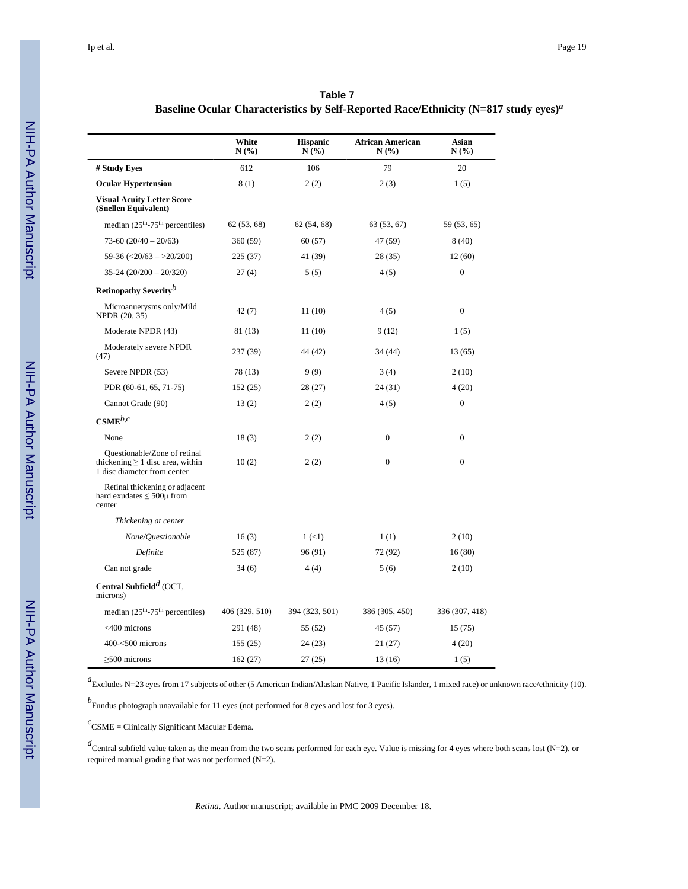**Table 7**

**Baseline Ocular Characteristics by Self-Reported Race/Ethnicity (N=817 study eyes)[a]**

| | White N (%) | Hispanic N (%) | African American N (%) | Asian N (%) |
|---|---|---|---|---|
| **# Study Eyes** | 612 | 106 | 79 | 20 |
| **Ocular Hypertension** | 8 (1) | 2 (2) | 2 (3) | 1 (5) |
| **Visual Acuity Letter Score (Snellen Equivalent)** | | | | |
| median ($25^{th}$-$75^{th}$ percentiles) | 62 (53, 68) | 62 (54, 68) | 63 (53, 67) | 59 (53, 65) |
| 73-60 (20/40 – 20/63) | 360 (59) | 60 (57) | 47 (59) | 8 (40) |
| 59-36 (<20/63 – >20/200) | 225 (37) | 41 (39) | 28 (35) | 12 (60) |
| 35-24 (20/200 – 20/320) | 27 (4) | 5 (5) | 4 (5) | 0 |
| **Retinopathy Severity[b]** | | | | |
| Microaneurysms only/Mild NPDR (20, 35) | 42 (7) | 11 (10) | 4 (5) | 0 |
| Moderate NPDR (43) | 81 (13) | 11 (10) | 9 (12) | 1 (5) |
| Moderately severe NPDR (47) | 237 (39) | 44 (42) | 34 (44) | 13 (65) |
| Severe NPDR (53) | 78 (13) | 9 (9) | 3 (4) | 2 (10) |
| PDR (60-61, 65, 71-75) | 152 (25) | 28 (27) | 24 (31) | 4 (20) |
| Cannot Grade (90) | 13 (2) | 2 (2) | 4 (5) | 0 |
| **CSME[b,c]** | | | | |
| None | 18 (3) | 2 (2) | 0 | 0 |
| Questionable/Zone of retinal thickening ≥ 1 disc area, within 1 disc diameter from center | 10 (2) | 2 (2) | 0 | 0 |
| Retinal thickening or adjacent hard exudates ≤ 500μ from center | | | | |
| *Thickening at center* | | | | |
| *None/Questionable* | 16 (3) | 1 (<1) | 1 (1) | 2 (10) |
| *Definite* | 525 (87) | 96 (91) | 72 (92) | 16 (80) |
| Can not grade | 34 (6) | 4 (4) | 5 (6) | 2 (10) |
| **Central Subfield[d]** (OCT, microns) | | | | |
| median ($25^{th}$-$75^{th}$ percentiles) | 406 (329, 510) | 394 (323, 501) | 386 (305, 450) | 336 (307, 418) |
| <400 microns | 291 (48) | 55 (52) | 45 (57) | 15 (75) |
| 400-<500 microns | 155 (25) | 24 (23) | 21 (27) | 4 (20) |
| ≥500 microns | 162 (27) | 27 (25) | 13 (16) | 1 (5) |

[a]Excludes N=23 eyes from 17 subjects of other (5 American Indian/Alaskan Native, 1 Pacific Islander, 1 mixed race) or unknown race/ethnicity (10).

[b]Fundus photograph unavailable for 11 eyes (not performed for 8 eyes and lost for 3 eyes).

[c]CSME = Clinically Significant Macular Edema.

[d]Central subfield value taken as the mean from the two scans performed for each eye. Value is missing for 4 eyes where both scans lost (N=2), or required manual grading that was not performed (N=2).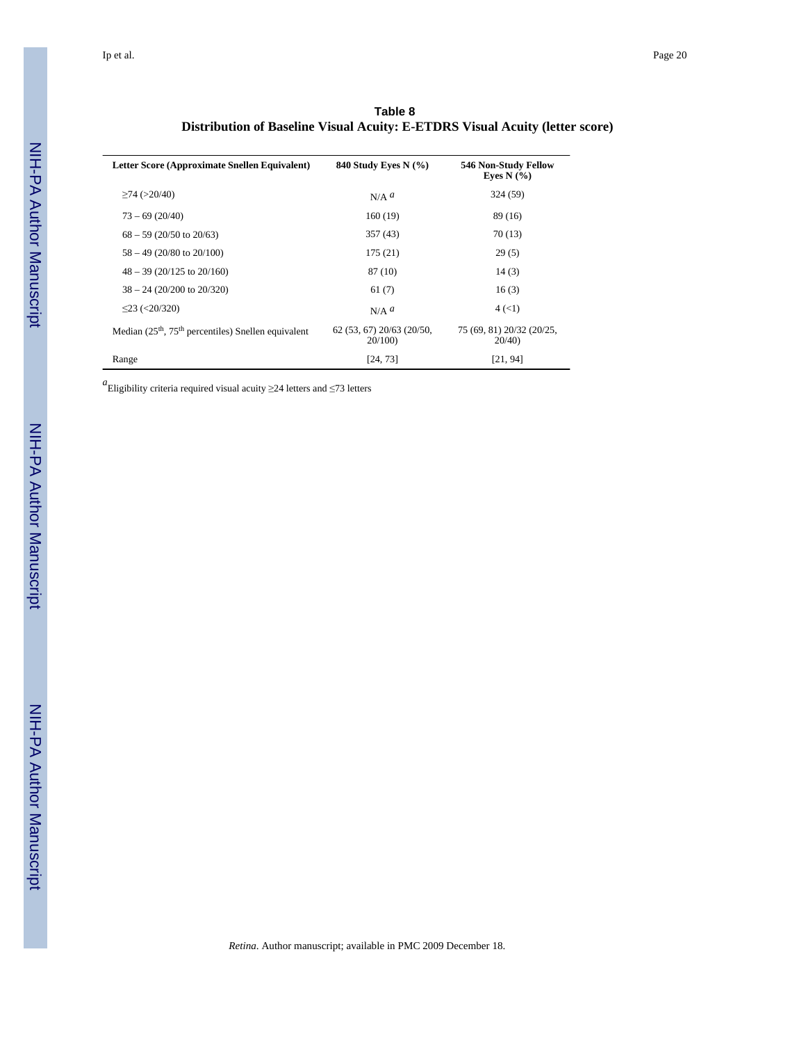**Table 8**

**Distribution of Baseline Visual Acuity: E-ETDRS Visual Acuity (letter score)**

| Letter Score (Approximate Snellen Equivalent) | 840 Study Eyes N (%) | 546 Non-Study Fellow Eyes N (%) |
|---|---|---|
| ≥74 (>20/40) | N/A [a] | 324 (59) |
| 73 – 69 (20/40) | 160 (19) | 89 (16) |
| 68 – 59 (20/50 to 20/63) | 357 (43) | 70 (13) |
| 58 – 49 (20/80 to 20/100) | 175 (21) | 29 (5) |
| 48 – 39 (20/125 to 20/160) | 87 (10) | 14 (3) |
| 38 – 24 (20/200 to 20/320) | 61 (7) | 16 (3) |
| ≤23 (<20/320) | N/A [a] | 4 (<1) |
| Median ($25^{th}$, $75^{th}$ percentiles) Snellen equivalent | 62 (53, 67) 20/63 (20/50, 20/100) | 75 (69, 81) 20/32 (20/25, 20/40) |
| Range | [24, 73] | [21, 94] |

[a] Eligibility criteria required visual acuity ≥24 letters and ≤73 letters